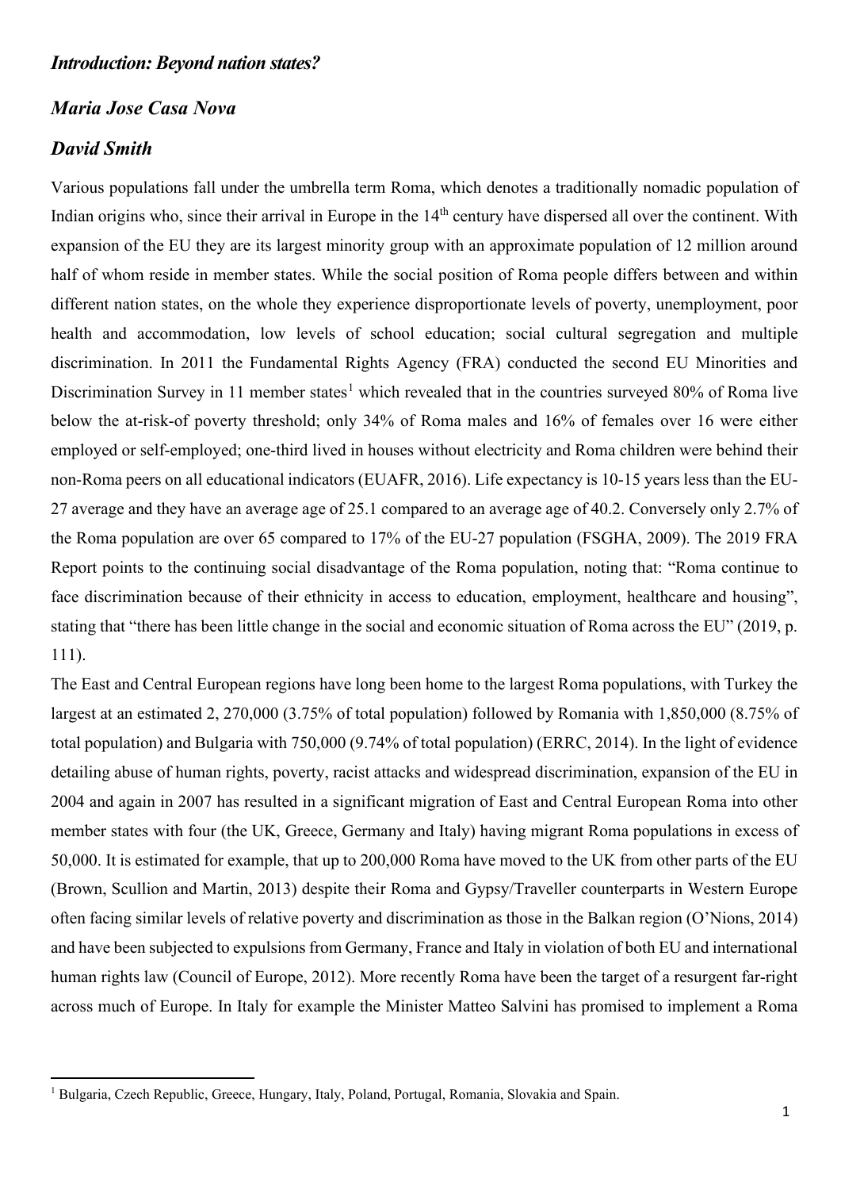## *Introduction: Beyond nation states?*

### *Maria Jose Casa Nova*

### *David Smith*

Various populations fall under the umbrella term Roma, which denotes a traditionally nomadic population of Indian origins who, since their arrival in Europe in the 14th century have dispersed all over the continent. With expansion of the EU they are its largest minority group with an approximate population of 12 million around half of whom reside in member states. While the social position of Roma people differs between and within different nation states, on the whole they experience disproportionate levels of poverty, unemployment, poor health and accommodation, low levels of school education; social cultural segregation and multiple discrimination. In 2011 the Fundamental Rights Agency (FRA) conducted the second EU Minorities and Discrimination Survey in 11 member states[1] which revealed that in the countries surveyed 80% of Roma live below the at-risk-of poverty threshold; only 34% of Roma males and 16% of females over 16 were either employed or self-employed; one-third lived in houses without electricity and Roma children were behind their non-Roma peers on all educational indicators (EUAFR, 2016). Life expectancy is 10-15 years less than the EU-27 average and they have an average age of 25.1 compared to an average age of 40.2. Conversely only 2.7% of the Roma population are over 65 compared to 17% of the EU-27 population (FSGHA, 2009). The 2019 FRA Report points to the continuing social disadvantage of the Roma population, noting that: "Roma continue to face discrimination because of their ethnicity in access to education, employment, healthcare and housing", stating that "there has been little change in the social and economic situation of Roma across the EU" (2019, p. 111).

The East and Central European regions have long been home to the largest Roma populations, with Turkey the largest at an estimated 2, 270,000 (3.75% of total population) followed by Romania with 1,850,000 (8.75% of total population) and Bulgaria with 750,000 (9.74% of total population) (ERRC, 2014). In the light of evidence detailing abuse of human rights, poverty, racist attacks and widespread discrimination, expansion of the EU in 2004 and again in 2007 has resulted in a significant migration of East and Central European Roma into other member states with four (the UK, Greece, Germany and Italy) having migrant Roma populations in excess of 50,000. It is estimated for example, that up to 200,000 Roma have moved to the UK from other parts of the EU (Brown, Scullion and Martin, 2013) despite their Roma and Gypsy/Traveller counterparts in Western Europe often facing similar levels of relative poverty and discrimination as those in the Balkan region (O'Nions, 2014) and have been subjected to expulsions from Germany, France and Italy in violation of both EU and international human rights law (Council of Europe, 2012). More recently Roma have been the target of a resurgent far-right across much of Europe. In Italy for example the Minister Matteo Salvini has promised to implement a Roma

---

[1] Bulgaria, Czech Republic, Greece, Hungary, Italy, Poland, Portugal, Romania, Slovakia and Spain.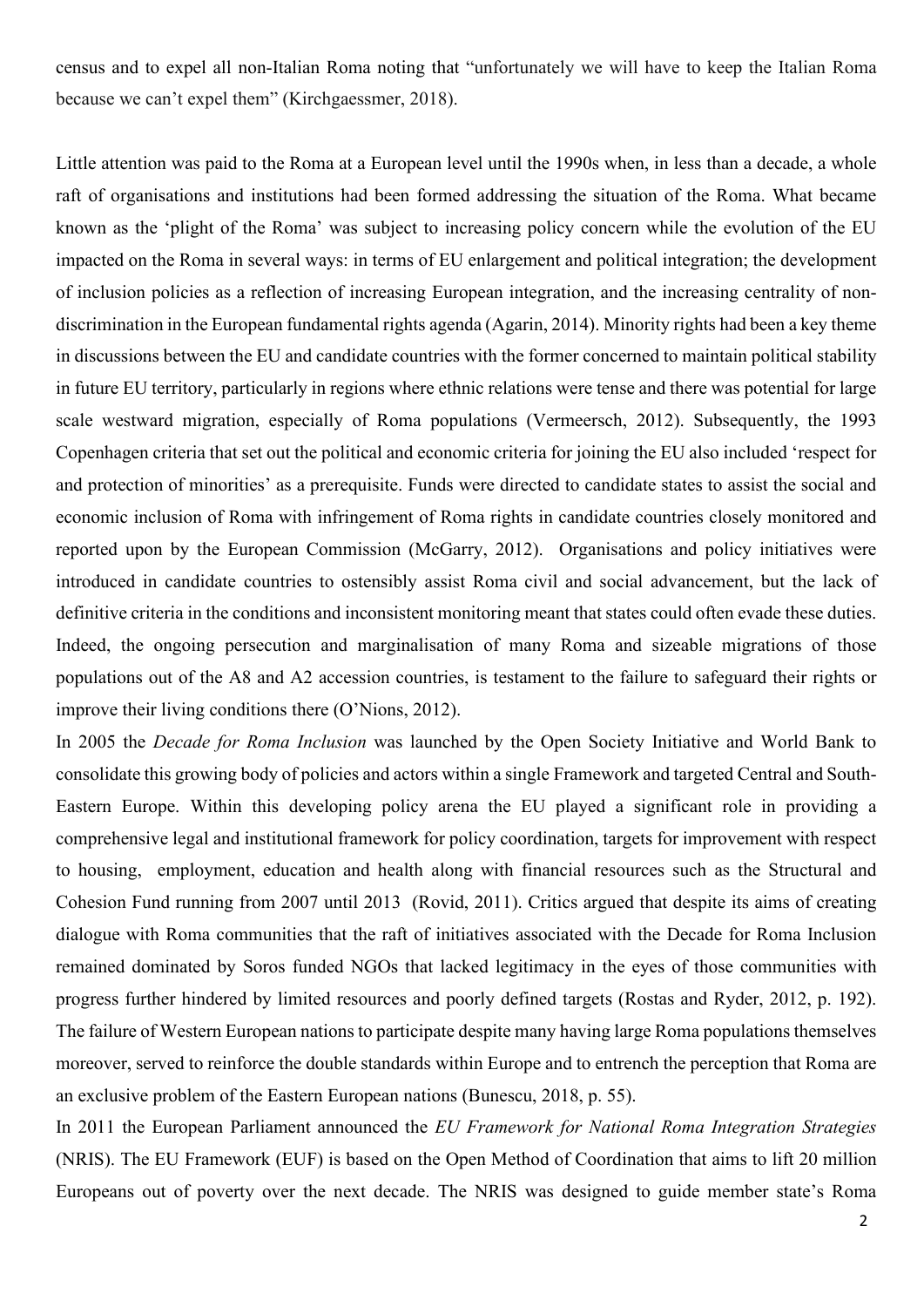census and to expel all non-Italian Roma noting that "unfortunately we will have to keep the Italian Roma because we can't expel them" (Kirchgaessmer, 2018).

Little attention was paid to the Roma at a European level until the 1990s when, in less than a decade, a whole raft of organisations and institutions had been formed addressing the situation of the Roma. What became known as the 'plight of the Roma' was subject to increasing policy concern while the evolution of the EU impacted on the Roma in several ways: in terms of EU enlargement and political integration; the development of inclusion policies as a reflection of increasing European integration, and the increasing centrality of non-discrimination in the European fundamental rights agenda (Agarin, 2014). Minority rights had been a key theme in discussions between the EU and candidate countries with the former concerned to maintain political stability in future EU territory, particularly in regions where ethnic relations were tense and there was potential for large scale westward migration, especially of Roma populations (Vermeersch, 2012). Subsequently, the 1993 Copenhagen criteria that set out the political and economic criteria for joining the EU also included 'respect for and protection of minorities' as a prerequisite. Funds were directed to candidate states to assist the social and economic inclusion of Roma with infringement of Roma rights in candidate countries closely monitored and reported upon by the European Commission (McGarry, 2012). Organisations and policy initiatives were introduced in candidate countries to ostensibly assist Roma civil and social advancement, but the lack of definitive criteria in the conditions and inconsistent monitoring meant that states could often evade these duties. Indeed, the ongoing persecution and marginalisation of many Roma and sizeable migrations of those populations out of the A8 and A2 accession countries, is testament to the failure to safeguard their rights or improve their living conditions there (O'Nions, 2012).

In 2005 the *Decade for Roma Inclusion* was launched by the Open Society Initiative and World Bank to consolidate this growing body of policies and actors within a single Framework and targeted Central and South-Eastern Europe. Within this developing policy arena the EU played a significant role in providing a comprehensive legal and institutional framework for policy coordination, targets for improvement with respect to housing, employment, education and health along with financial resources such as the Structural and Cohesion Fund running from 2007 until 2013 (Rovid, 2011). Critics argued that despite its aims of creating dialogue with Roma communities that the raft of initiatives associated with the Decade for Roma Inclusion remained dominated by Soros funded NGOs that lacked legitimacy in the eyes of those communities with progress further hindered by limited resources and poorly defined targets (Rostas and Ryder, 2012, p. 192). The failure of Western European nations to participate despite many having large Roma populations themselves moreover, served to reinforce the double standards within Europe and to entrench the perception that Roma are an exclusive problem of the Eastern European nations (Bunescu, 2018, p. 55).

In 2011 the European Parliament announced the *EU Framework for National Roma Integration Strategies* (NRIS). The EU Framework (EUF) is based on the Open Method of Coordination that aims to lift 20 million Europeans out of poverty over the next decade. The NRIS was designed to guide member state's Roma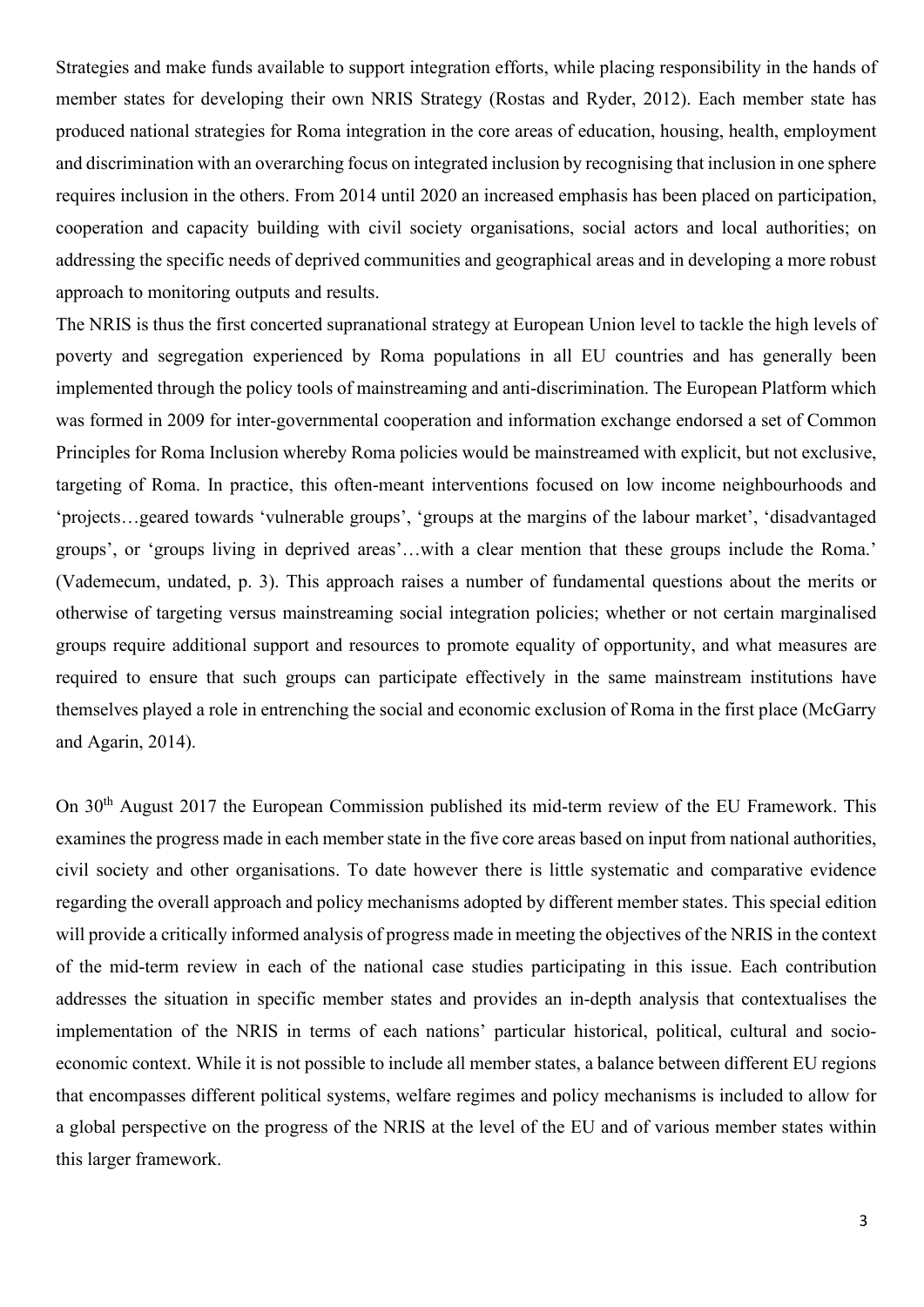Strategies and make funds available to support integration efforts, while placing responsibility in the hands of member states for developing their own NRIS Strategy (Rostas and Ryder, 2012). Each member state has produced national strategies for Roma integration in the core areas of education, housing, health, employment and discrimination with an overarching focus on integrated inclusion by recognising that inclusion in one sphere requires inclusion in the others. From 2014 until 2020 an increased emphasis has been placed on participation, cooperation and capacity building with civil society organisations, social actors and local authorities; on addressing the specific needs of deprived communities and geographical areas and in developing a more robust approach to monitoring outputs and results.

The NRIS is thus the first concerted supranational strategy at European Union level to tackle the high levels of poverty and segregation experienced by Roma populations in all EU countries and has generally been implemented through the policy tools of mainstreaming and anti-discrimination. The European Platform which was formed in 2009 for inter-governmental cooperation and information exchange endorsed a set of Common Principles for Roma Inclusion whereby Roma policies would be mainstreamed with explicit, but not exclusive, targeting of Roma. In practice, this often-meant interventions focused on low income neighbourhoods and 'projects…geared towards 'vulnerable groups', 'groups at the margins of the labour market', 'disadvantaged groups', or 'groups living in deprived areas'…with a clear mention that these groups include the Roma.' (Vademecum, undated, p. 3). This approach raises a number of fundamental questions about the merits or otherwise of targeting versus mainstreaming social integration policies; whether or not certain marginalised groups require additional support and resources to promote equality of opportunity, and what measures are required to ensure that such groups can participate effectively in the same mainstream institutions have themselves played a role in entrenching the social and economic exclusion of Roma in the first place (McGarry and Agarin, 2014).

On 30th August 2017 the European Commission published its mid-term review of the EU Framework. This examines the progress made in each member state in the five core areas based on input from national authorities, civil society and other organisations. To date however there is little systematic and comparative evidence regarding the overall approach and policy mechanisms adopted by different member states. This special edition will provide a critically informed analysis of progress made in meeting the objectives of the NRIS in the context of the mid-term review in each of the national case studies participating in this issue. Each contribution addresses the situation in specific member states and provides an in-depth analysis that contextualises the implementation of the NRIS in terms of each nations' particular historical, political, cultural and socio-economic context. While it is not possible to include all member states, a balance between different EU regions that encompasses different political systems, welfare regimes and policy mechanisms is included to allow for a global perspective on the progress of the NRIS at the level of the EU and of various member states within this larger framework.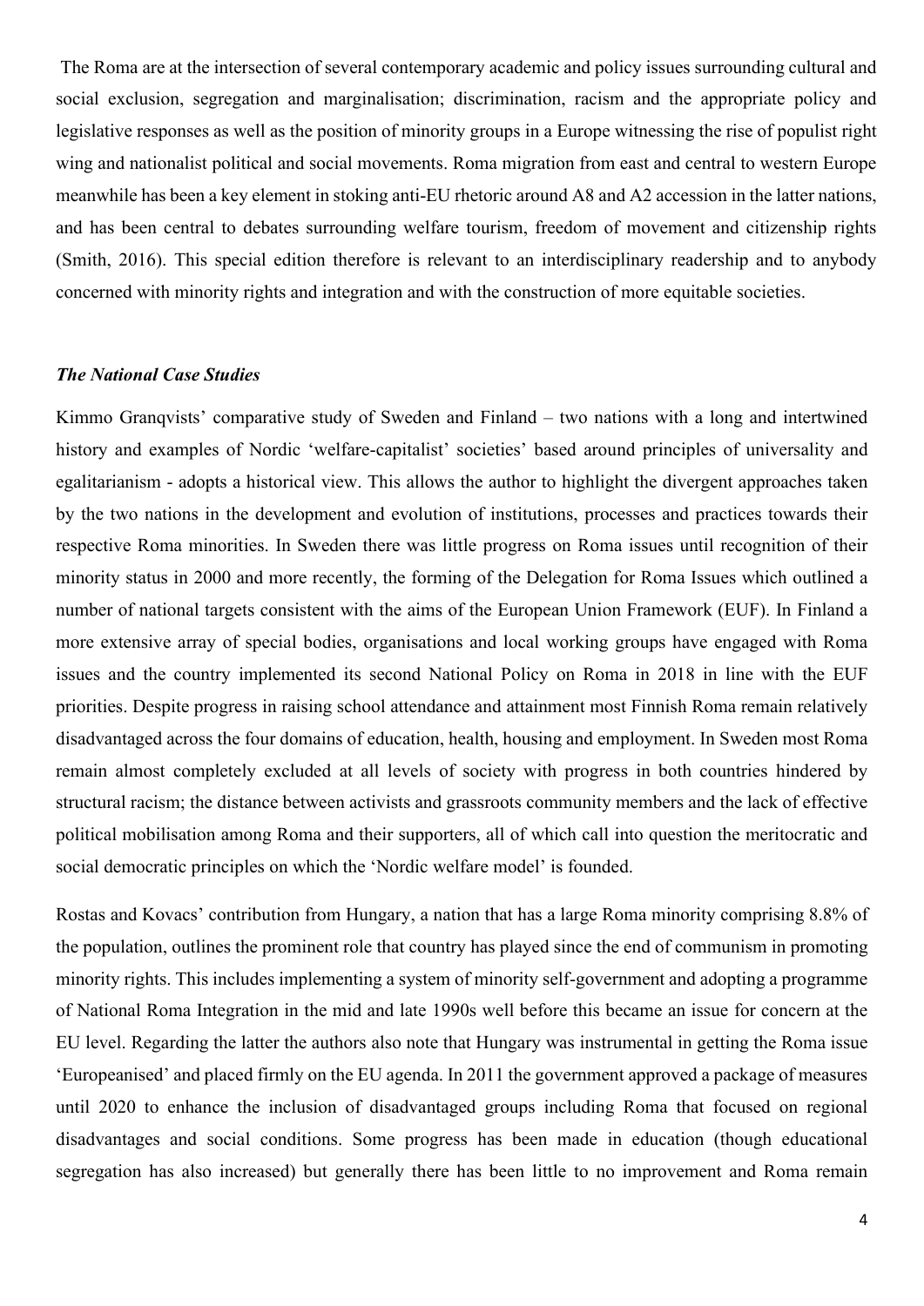The Roma are at the intersection of several contemporary academic and policy issues surrounding cultural and social exclusion, segregation and marginalisation; discrimination, racism and the appropriate policy and legislative responses as well as the position of minority groups in a Europe witnessing the rise of populist right wing and nationalist political and social movements. Roma migration from east and central to western Europe meanwhile has been a key element in stoking anti-EU rhetoric around A8 and A2 accession in the latter nations, and has been central to debates surrounding welfare tourism, freedom of movement and citizenship rights (Smith, 2016). This special edition therefore is relevant to an interdisciplinary readership and to anybody concerned with minority rights and integration and with the construction of more equitable societies.

***The National Case Studies***

Kimmo Granqvists' comparative study of Sweden and Finland – two nations with a long and intertwined history and examples of Nordic 'welfare-capitalist' societies' based around principles of universality and egalitarianism - adopts a historical view. This allows the author to highlight the divergent approaches taken by the two nations in the development and evolution of institutions, processes and practices towards their respective Roma minorities. In Sweden there was little progress on Roma issues until recognition of their minority status in 2000 and more recently, the forming of the Delegation for Roma Issues which outlined a number of national targets consistent with the aims of the European Union Framework (EUF). In Finland a more extensive array of special bodies, organisations and local working groups have engaged with Roma issues and the country implemented its second National Policy on Roma in 2018 in line with the EUF priorities. Despite progress in raising school attendance and attainment most Finnish Roma remain relatively disadvantaged across the four domains of education, health, housing and employment. In Sweden most Roma remain almost completely excluded at all levels of society with progress in both countries hindered by structural racism; the distance between activists and grassroots community members and the lack of effective political mobilisation among Roma and their supporters, all of which call into question the meritocratic and social democratic principles on which the 'Nordic welfare model' is founded.

Rostas and Kovacs' contribution from Hungary, a nation that has a large Roma minority comprising 8.8% of the population, outlines the prominent role that country has played since the end of communism in promoting minority rights. This includes implementing a system of minority self-government and adopting a programme of National Roma Integration in the mid and late 1990s well before this became an issue for concern at the EU level. Regarding the latter the authors also note that Hungary was instrumental in getting the Roma issue 'Europeanised' and placed firmly on the EU agenda. In 2011 the government approved a package of measures until 2020 to enhance the inclusion of disadvantaged groups including Roma that focused on regional disadvantages and social conditions. Some progress has been made in education (though educational segregation has also increased) but generally there has been little to no improvement and Roma remain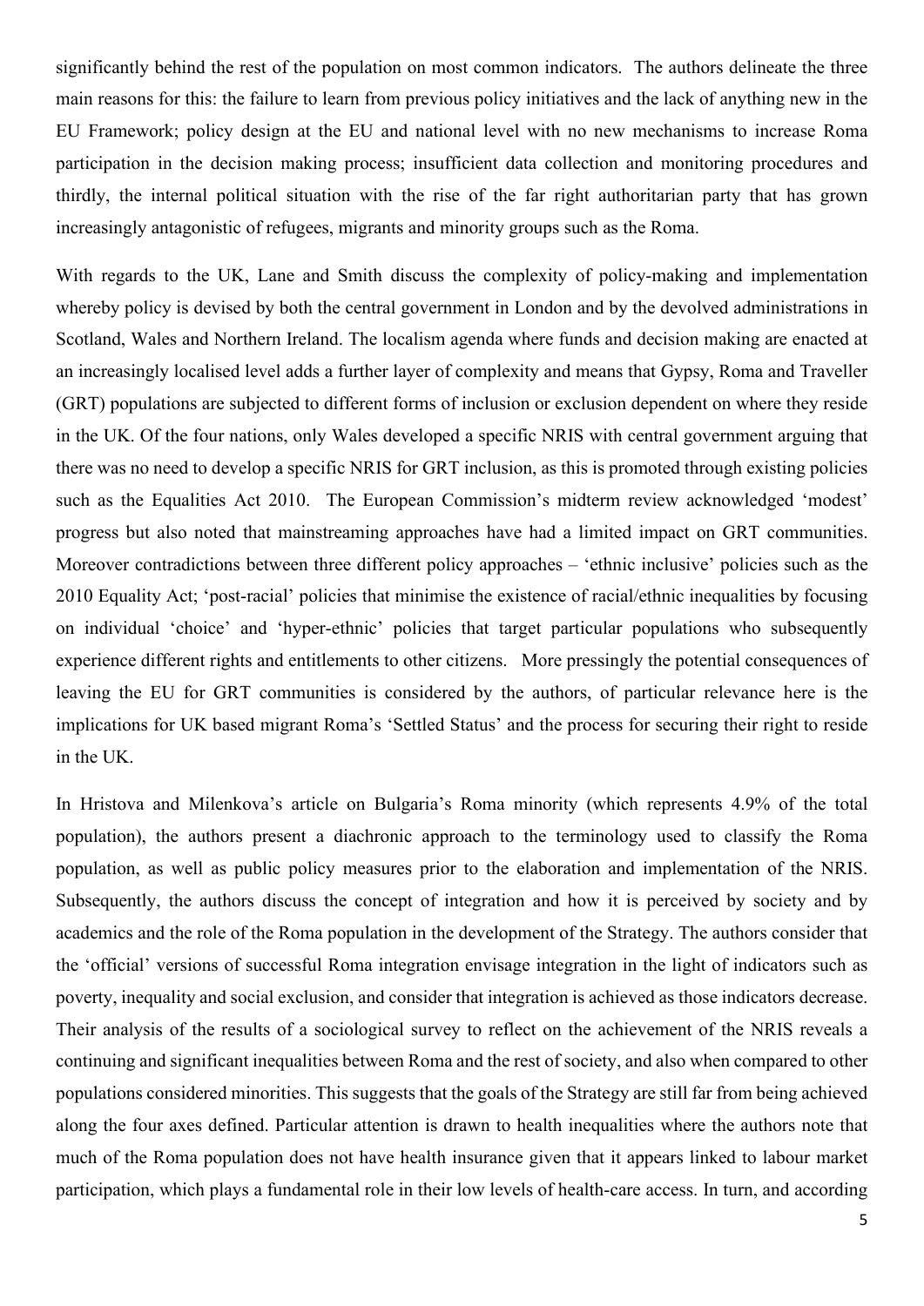significantly behind the rest of the population on most common indicators. The authors delineate the three main reasons for this: the failure to learn from previous policy initiatives and the lack of anything new in the EU Framework; policy design at the EU and national level with no new mechanisms to increase Roma participation in the decision making process; insufficient data collection and monitoring procedures and thirdly, the internal political situation with the rise of the far right authoritarian party that has grown increasingly antagonistic of refugees, migrants and minority groups such as the Roma.

With regards to the UK, Lane and Smith discuss the complexity of policy-making and implementation whereby policy is devised by both the central government in London and by the devolved administrations in Scotland, Wales and Northern Ireland. The localism agenda where funds and decision making are enacted at an increasingly localised level adds a further layer of complexity and means that Gypsy, Roma and Traveller (GRT) populations are subjected to different forms of inclusion or exclusion dependent on where they reside in the UK. Of the four nations, only Wales developed a specific NRIS with central government arguing that there was no need to develop a specific NRIS for GRT inclusion, as this is promoted through existing policies such as the Equalities Act 2010. The European Commission's midterm review acknowledged 'modest' progress but also noted that mainstreaming approaches have had a limited impact on GRT communities. Moreover contradictions between three different policy approaches – 'ethnic inclusive' policies such as the 2010 Equality Act; 'post-racial' policies that minimise the existence of racial/ethnic inequalities by focusing on individual 'choice' and 'hyper-ethnic' policies that target particular populations who subsequently experience different rights and entitlements to other citizens. More pressingly the potential consequences of leaving the EU for GRT communities is considered by the authors, of particular relevance here is the implications for UK based migrant Roma's 'Settled Status' and the process for securing their right to reside in the UK.

In Hristova and Milenkova's article on Bulgaria's Roma minority (which represents 4.9% of the total population), the authors present a diachronic approach to the terminology used to classify the Roma population, as well as public policy measures prior to the elaboration and implementation of the NRIS. Subsequently, the authors discuss the concept of integration and how it is perceived by society and by academics and the role of the Roma population in the development of the Strategy. The authors consider that the 'official' versions of successful Roma integration envisage integration in the light of indicators such as poverty, inequality and social exclusion, and consider that integration is achieved as those indicators decrease. Their analysis of the results of a sociological survey to reflect on the achievement of the NRIS reveals a continuing and significant inequalities between Roma and the rest of society, and also when compared to other populations considered minorities. This suggests that the goals of the Strategy are still far from being achieved along the four axes defined. Particular attention is drawn to health inequalities where the authors note that much of the Roma population does not have health insurance given that it appears linked to labour market participation, which plays a fundamental role in their low levels of health-care access. In turn, and according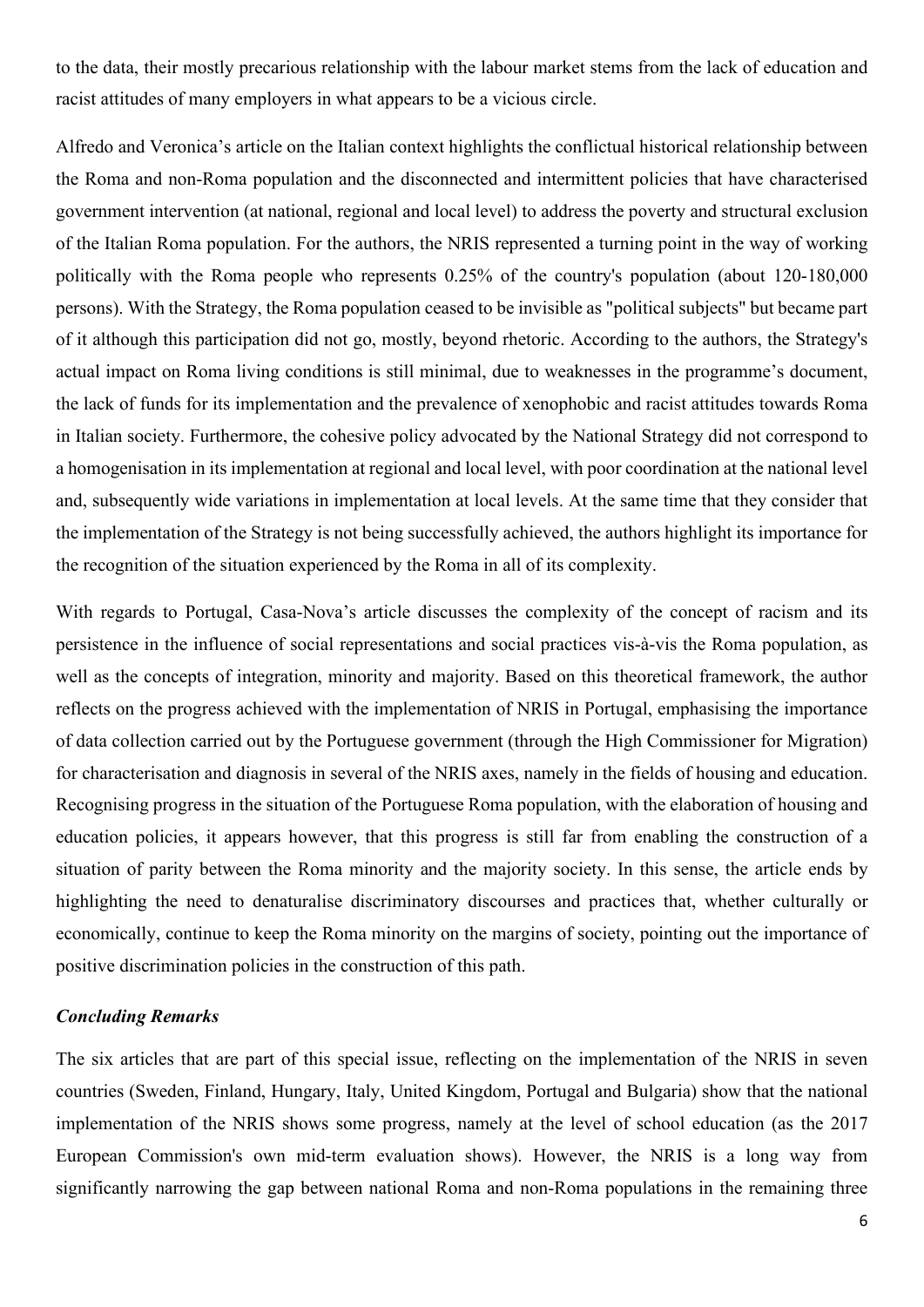to the data, their mostly precarious relationship with the labour market stems from the lack of education and racist attitudes of many employers in what appears to be a vicious circle.

Alfredo and Veronica's article on the Italian context highlights the conflictual historical relationship between the Roma and non-Roma population and the disconnected and intermittent policies that have characterised government intervention (at national, regional and local level) to address the poverty and structural exclusion of the Italian Roma population. For the authors, the NRIS represented a turning point in the way of working politically with the Roma people who represents 0.25% of the country's population (about 120-180,000 persons). With the Strategy, the Roma population ceased to be invisible as "political subjects" but became part of it although this participation did not go, mostly, beyond rhetoric. According to the authors, the Strategy's actual impact on Roma living conditions is still minimal, due to weaknesses in the programme's document, the lack of funds for its implementation and the prevalence of xenophobic and racist attitudes towards Roma in Italian society. Furthermore, the cohesive policy advocated by the National Strategy did not correspond to a homogenisation in its implementation at regional and local level, with poor coordination at the national level and, subsequently wide variations in implementation at local levels. At the same time that they consider that the implementation of the Strategy is not being successfully achieved, the authors highlight its importance for the recognition of the situation experienced by the Roma in all of its complexity.

With regards to Portugal, Casa-Nova's article discusses the complexity of the concept of racism and its persistence in the influence of social representations and social practices vis-à-vis the Roma population, as well as the concepts of integration, minority and majority. Based on this theoretical framework, the author reflects on the progress achieved with the implementation of NRIS in Portugal, emphasising the importance of data collection carried out by the Portuguese government (through the High Commissioner for Migration) for characterisation and diagnosis in several of the NRIS axes, namely in the fields of housing and education. Recognising progress in the situation of the Portuguese Roma population, with the elaboration of housing and education policies, it appears however, that this progress is still far from enabling the construction of a situation of parity between the Roma minority and the majority society. In this sense, the article ends by highlighting the need to denaturalise discriminatory discourses and practices that, whether culturally or economically, continue to keep the Roma minority on the margins of society, pointing out the importance of positive discrimination policies in the construction of this path.

### *Concluding Remarks*

The six articles that are part of this special issue, reflecting on the implementation of the NRIS in seven countries (Sweden, Finland, Hungary, Italy, United Kingdom, Portugal and Bulgaria) show that the national implementation of the NRIS shows some progress, namely at the level of school education (as the 2017 European Commission's own mid-term evaluation shows). However, the NRIS is a long way from significantly narrowing the gap between national Roma and non-Roma populations in the remaining three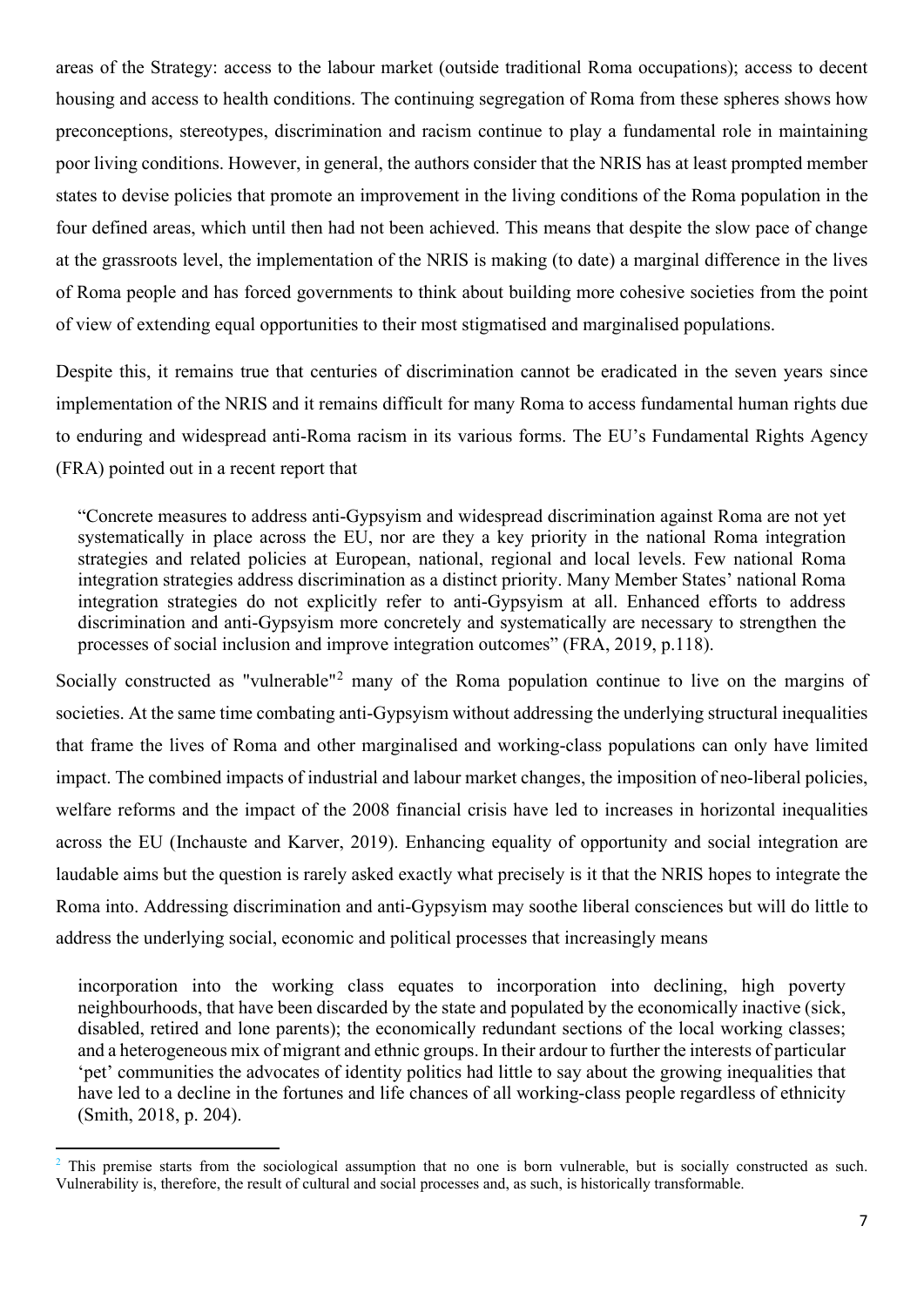areas of the Strategy: access to the labour market (outside traditional Roma occupations); access to decent housing and access to health conditions. The continuing segregation of Roma from these spheres shows how preconceptions, stereotypes, discrimination and racism continue to play a fundamental role in maintaining poor living conditions. However, in general, the authors consider that the NRIS has at least prompted member states to devise policies that promote an improvement in the living conditions of the Roma population in the four defined areas, which until then had not been achieved. This means that despite the slow pace of change at the grassroots level, the implementation of the NRIS is making (to date) a marginal difference in the lives of Roma people and has forced governments to think about building more cohesive societies from the point of view of extending equal opportunities to their most stigmatised and marginalised populations.

Despite this, it remains true that centuries of discrimination cannot be eradicated in the seven years since implementation of the NRIS and it remains difficult for many Roma to access fundamental human rights due to enduring and widespread anti-Roma racism in its various forms. The EU's Fundamental Rights Agency (FRA) pointed out in a recent report that

> "Concrete measures to address anti-Gypsyism and widespread discrimination against Roma are not yet systematically in place across the EU, nor are they a key priority in the national Roma integration strategies and related policies at European, national, regional and local levels. Few national Roma integration strategies address discrimination as a distinct priority. Many Member States' national Roma integration strategies do not explicitly refer to anti-Gypsyism at all. Enhanced efforts to address discrimination and anti-Gypsyism more concretely and systematically are necessary to strengthen the processes of social inclusion and improve integration outcomes" (FRA, 2019, p.118).

Socially constructed as "vulnerable"[2] many of the Roma population continue to live on the margins of societies. At the same time combating anti-Gypsyism without addressing the underlying structural inequalities that frame the lives of Roma and other marginalised and working-class populations can only have limited impact. The combined impacts of industrial and labour market changes, the imposition of neo-liberal policies, welfare reforms and the impact of the 2008 financial crisis have led to increases in horizontal inequalities across the EU (Inchauste and Karver, 2019). Enhancing equality of opportunity and social integration are laudable aims but the question is rarely asked exactly what precisely is it that the NRIS hopes to integrate the Roma into. Addressing discrimination and anti-Gypsyism may soothe liberal consciences but will do little to address the underlying social, economic and political processes that increasingly means

> incorporation into the working class equates to incorporation into declining, high poverty neighbourhoods, that have been discarded by the state and populated by the economically inactive (sick, disabled, retired and lone parents); the economically redundant sections of the local working classes; and a heterogeneous mix of migrant and ethnic groups. In their ardour to further the interests of particular 'pet' communities the advocates of identity politics had little to say about the growing inequalities that have led to a decline in the fortunes and life chances of all working-class people regardless of ethnicity (Smith, 2018, p. 204).

[2] This premise starts from the sociological assumption that no one is born vulnerable, but is socially constructed as such. Vulnerability is, therefore, the result of cultural and social processes and, as such, is historically transformable.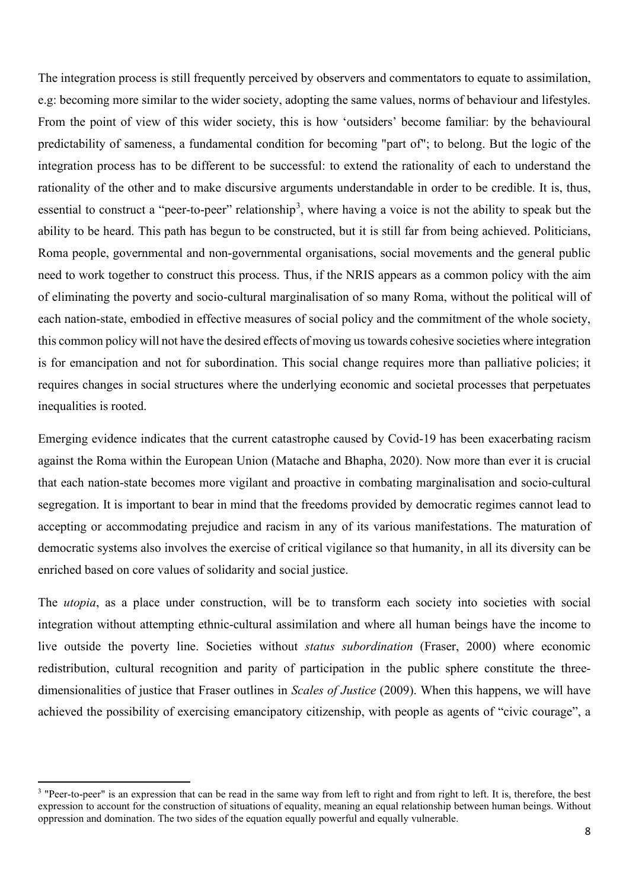The integration process is still frequently perceived by observers and commentators to equate to assimilation, e.g: becoming more similar to the wider society, adopting the same values, norms of behaviour and lifestyles. From the point of view of this wider society, this is how 'outsiders' become familiar: by the behavioural predictability of sameness, a fundamental condition for becoming "part of"; to belong. But the logic of the integration process has to be different to be successful: to extend the rationality of each to understand the rationality of the other and to make discursive arguments understandable in order to be credible. It is, thus, essential to construct a "peer-to-peer" relationship[3], where having a voice is not the ability to speak but the ability to be heard. This path has begun to be constructed, but it is still far from being achieved. Politicians, Roma people, governmental and non-governmental organisations, social movements and the general public need to work together to construct this process. Thus, if the NRIS appears as a common policy with the aim of eliminating the poverty and socio-cultural marginalisation of so many Roma, without the political will of each nation-state, embodied in effective measures of social policy and the commitment of the whole society, this common policy will not have the desired effects of moving us towards cohesive societies where integration is for emancipation and not for subordination. This social change requires more than palliative policies; it requires changes in social structures where the underlying economic and societal processes that perpetuates inequalities is rooted.

Emerging evidence indicates that the current catastrophe caused by Covid-19 has been exacerbating racism against the Roma within the European Union (Matache and Bhapha, 2020). Now more than ever it is crucial that each nation-state becomes more vigilant and proactive in combating marginalisation and socio-cultural segregation. It is important to bear in mind that the freedoms provided by democratic regimes cannot lead to accepting or accommodating prejudice and racism in any of its various manifestations. The maturation of democratic systems also involves the exercise of critical vigilance so that humanity, in all its diversity can be enriched based on core values of solidarity and social justice.

The *utopia*, as a place under construction, will be to transform each society into societies with social integration without attempting ethnic-cultural assimilation and where all human beings have the income to live outside the poverty line. Societies without *status subordination* (Fraser, 2000) where economic redistribution, cultural recognition and parity of participation in the public sphere constitute the three-dimensionalities of justice that Fraser outlines in *Scales of Justice* (2009). When this happens, we will have achieved the possibility of exercising emancipatory citizenship, with people as agents of "civic courage", a

[3] "Peer-to-peer" is an expression that can be read in the same way from left to right and from right to left. It is, therefore, the best expression to account for the construction of situations of equality, meaning an equal relationship between human beings. Without oppression and domination. The two sides of the equation equally powerful and equally vulnerable.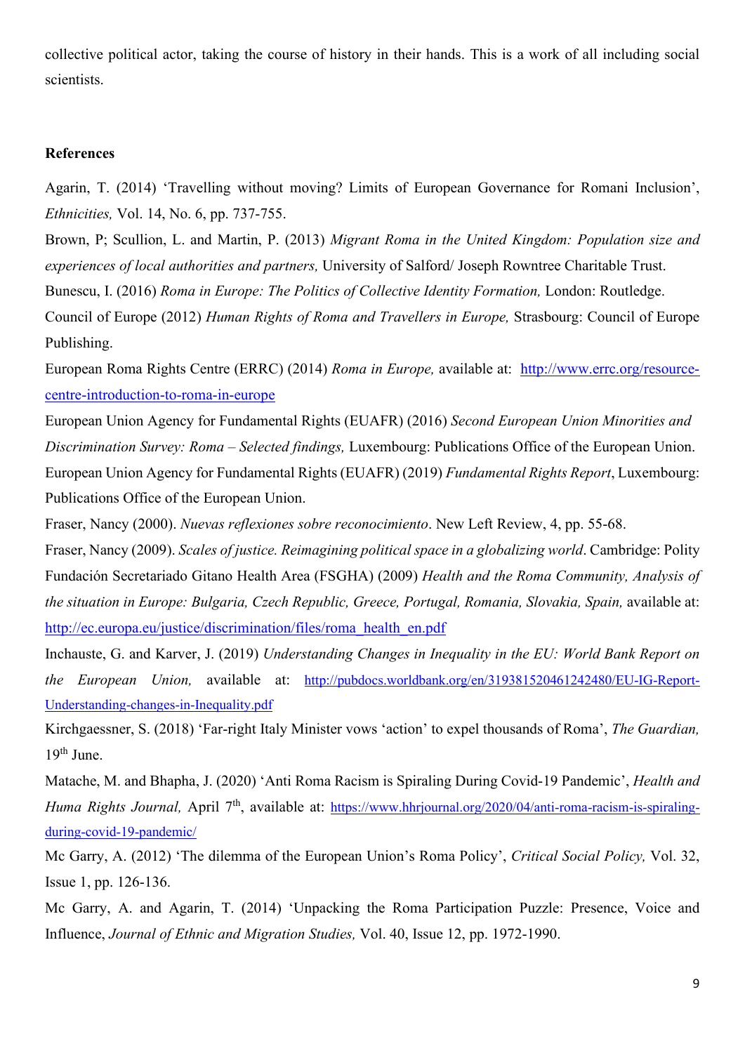collective political actor, taking the course of history in their hands. This is a work of all including social scientists.

**References**

Agarin, T. (2014) 'Travelling without moving? Limits of European Governance for Romani Inclusion', *Ethnicities,* Vol. 14, No. 6, pp. 737-755.

Brown, P; Scullion, L. and Martin, P. (2013) *Migrant Roma in the United Kingdom: Population size and experiences of local authorities and partners,* University of Salford/ Joseph Rowntree Charitable Trust.

Bunescu, I. (2016) *Roma in Europe: The Politics of Collective Identity Formation,* London: Routledge.

Council of Europe (2012) *Human Rights of Roma and Travellers in Europe,* Strasbourg: Council of Europe Publishing.

European Roma Rights Centre (ERRC) (2014) *Roma in Europe,* available at: [http://www.errc.org/resource-centre-introduction-to-roma-in-europe](http://www.errc.org/resource-centre-introduction-to-roma-in-europe)

European Union Agency for Fundamental Rights (EUAFR) (2016) *Second European Union Minorities and Discrimination Survey: Roma – Selected findings,* Luxembourg: Publications Office of the European Union.

European Union Agency for Fundamental Rights (EUAFR) (2019) *Fundamental Rights Report*, Luxembourg: Publications Office of the European Union.

Fraser, Nancy (2000). *Nuevas reflexiones sobre reconocimiento*. New Left Review, 4, pp. 55-68.

Fraser, Nancy (2009). *Scales of justice. Reimagining political space in a globalizing world*. Cambridge: Polity

Fundación Secretariado Gitano Health Area (FSGHA) (2009) *Health and the Roma Community, Analysis of the situation in Europe: Bulgaria, Czech Republic, Greece, Portugal, Romania, Slovakia, Spain,* available at: [http://ec.europa.eu/justice/discrimination/files/roma_health_en.pdf](http://ec.europa.eu/justice/discrimination/files/roma_health_en.pdf)

Inchauste, G. and Karver, J. (2019) *Understanding Changes in Inequality in the EU: World Bank Report on the European Union,* available at: [http://pubdocs.worldbank.org/en/319381520461242480/EU-IG-Report-Understanding-changes-in-Inequality.pdf](http://pubdocs.worldbank.org/en/319381520461242480/EU-IG-Report-Understanding-changes-in-Inequality.pdf)

Kirchgaessner, S. (2018) 'Far-right Italy Minister vows 'action' to expel thousands of Roma', *The Guardian,* 19th June.

Matache, M. and Bhapha, J. (2020) 'Anti Roma Racism is Spiraling During Covid-19 Pandemic', *Health and Huma Rights Journal,* April 7th, available at: [https://www.hhrjournal.org/2020/04/anti-roma-racism-is-spiraling-during-covid-19-pandemic/](https://www.hhrjournal.org/2020/04/anti-roma-racism-is-spiraling-during-covid-19-pandemic/)

Mc Garry, A. (2012) 'The dilemma of the European Union's Roma Policy', *Critical Social Policy,* Vol. 32, Issue 1, pp. 126-136.

Mc Garry, A. and Agarin, T. (2014) 'Unpacking the Roma Participation Puzzle: Presence, Voice and Influence, *Journal of Ethnic and Migration Studies,* Vol. 40, Issue 12, pp. 1972-1990.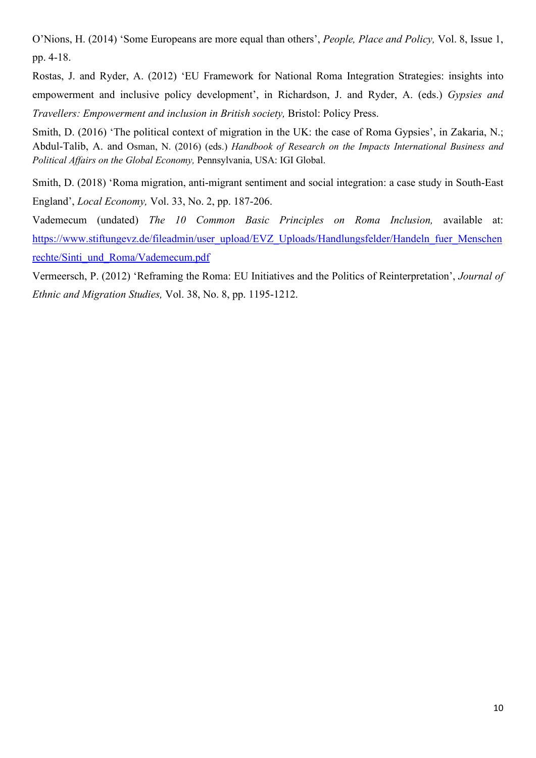O'Nions, H. (2014) 'Some Europeans are more equal than others', *People, Place and Policy,* Vol. 8, Issue 1, pp. 4-18.

Rostas, J. and Ryder, A. (2012) 'EU Framework for National Roma Integration Strategies: insights into empowerment and inclusive policy development', in Richardson, J. and Ryder, A. (eds.) *Gypsies and Travellers: Empowerment and inclusion in British society,* Bristol: Policy Press.

Smith, D. (2016) 'The political context of migration in the UK: the case of Roma Gypsies', in Zakaria, N.; Abdul-Talib, A. and Osman, N. (2016) (eds.) *Handbook of Research on the Impacts International Business and Political Affairs on the Global Economy,* Pennsylvania, USA: IGI Global.

Smith, D. (2018) 'Roma migration, anti-migrant sentiment and social integration: a case study in South-East England', *Local Economy,* Vol. 33, No. 2, pp. 187-206.

Vademecum (undated) *The 10 Common Basic Principles on Roma Inclusion,* available at: https://www.stiftungevz.de/fileadmin/user_upload/EVZ_Uploads/Handlungsfelder/Handeln_fuer_Menschenrechte/Sinti_und_Roma/Vademecum.pdf

Vermeersch, P. (2012) 'Reframing the Roma: EU Initiatives and the Politics of Reinterpretation', *Journal of Ethnic and Migration Studies,* Vol. 38, No. 8, pp. 1195-1212.